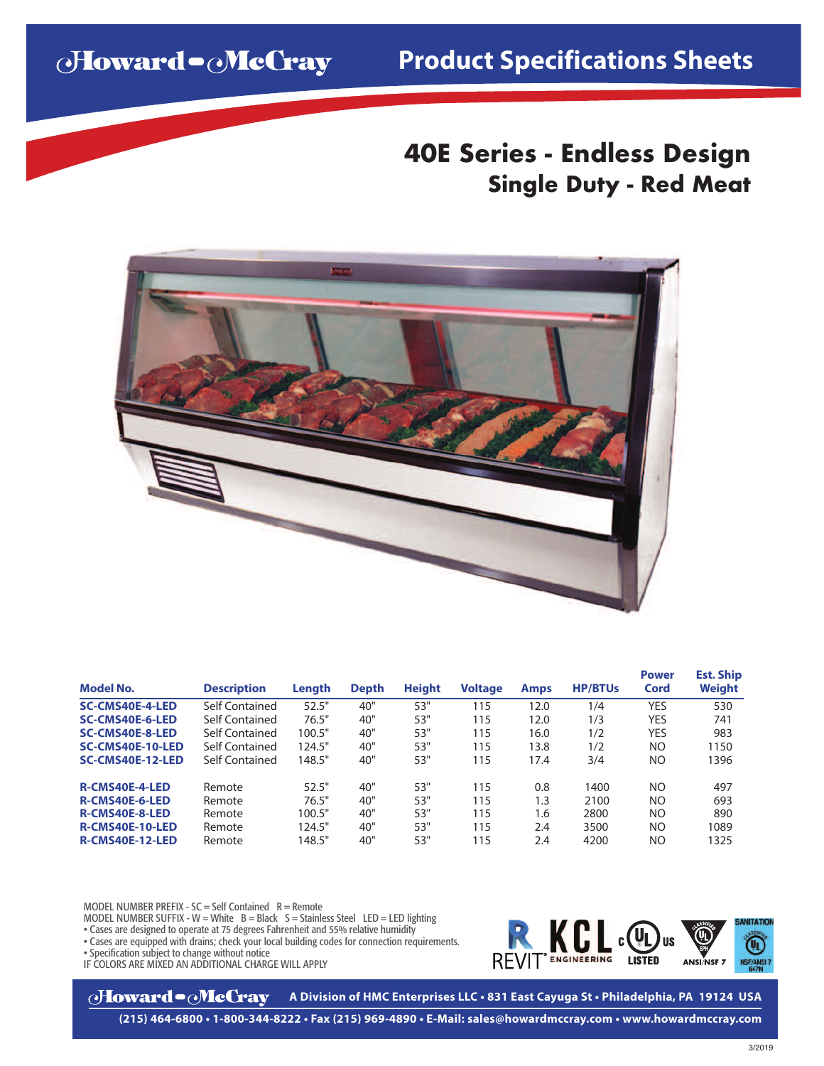# Howard-McCray

## Product Specifications Sheets

# 40E Series - Endless Design

## Single Duty - Red Meat

| Model No. | Description | Length | Depth | Height | Voltage | Amps | HP/BTUs | Power Cord | Est. Ship Weight |
|---|---|---|---|---|---|---|---|---|---|
| **SC-CMS40E-4-LED** | Self Contained | 52.5" | 40" | 53" | 115 | 12.0 | 1/4 | YES | 530 |
| **SC-CMS40E-6-LED** | Self Contained | 76.5" | 40" | 53" | 115 | 12.0 | 1/3 | YES | 741 |
| **SC-CMS40E-8-LED** | Self Contained | 100.5" | 40" | 53" | 115 | 16.0 | 1/2 | YES | 983 |
| **SC-CMS40E-10-LED** | Self Contained | 124.5" | 40" | 53" | 115 | 13.8 | 1/2 | NO | 1150 |
| **SC-CMS40E-12-LED** | Self Contained | 148.5" | 40" | 53" | 115 | 17.4 | 3/4 | NO | 1396 |
| **R-CMS40E-4-LED** | Remote | 52.5" | 40" | 53" | 115 | 0.8 | 1400 | NO | 497 |
| **R-CMS40E-6-LED** | Remote | 76.5" | 40" | 53" | 115 | 1.3 | 2100 | NO | 693 |
| **R-CMS40E-8-LED** | Remote | 100.5" | 40" | 53" | 115 | 1.6 | 2800 | NO | 890 |
| **R-CMS40E-10-LED** | Remote | 124.5" | 40" | 53" | 115 | 2.4 | 3500 | NO | 1089 |
| **R-CMS40E-12-LED** | Remote | 148.5" | 40" | 53" | 115 | 2.4 | 4200 | NO | 1325 |

MODEL NUMBER PREFIX - SC = Self Contained R = Remote
MODEL NUMBER SUFFIX - W = White B = Black S = Stainless Steel LED = LED lighting

- Cases are designed to operate at 75 degrees Fahrenheit and 55% relative humidity
- Cases are equipped with drains; check your local building codes for connection requirements.
- Specification subject to change without notice

IF COLORS ARE MIXED AN ADDITIONAL CHARGE WILL APPLY

REVIT® | KCL ENGINEERING | c UL us LISTED | ANSI/NSF 7 | SANITATION NSF/ANSI 7

**Howard-McCray** A Division of HMC Enterprises LLC • 831 East Cayuga St • Philadelphia, PA 19124 USA

(215) 464-6800 • 1-800-344-8222 • Fax (215) 969-4890 • E-Mail: sales@howardmccray.com • www.howardmccray.com

3/2019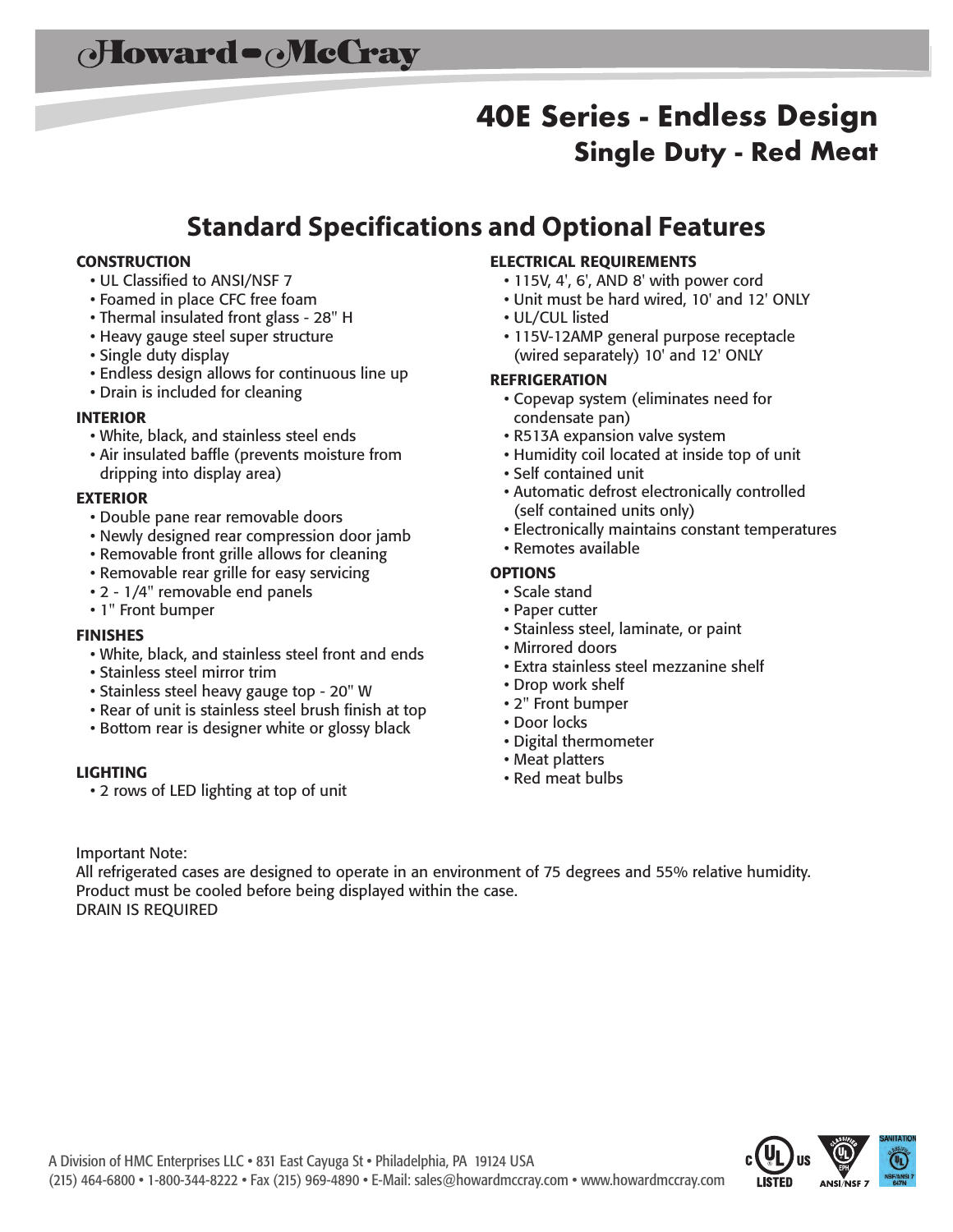# Howard-McCray

## 40E Series - Endless Design

### Single Duty - Red Meat

## Standard Specifications and Optional Features

**CONSTRUCTION**

- UL Classified to ANSI/NSF 7
- Foamed in place CFC free foam
- Thermal insulated front glass - 28" H
- Heavy gauge steel super structure
- Single duty display
- Endless design allows for continuous line up
- Drain is included for cleaning

**INTERIOR**

- White, black, and stainless steel ends
- Air insulated baffle (prevents moisture from dripping into display area)

**EXTERIOR**

- Double pane rear removable doors
- Newly designed rear compression door jamb
- Removable front grille allows for cleaning
- Removable rear grille for easy servicing
- 2 - 1/4" removable end panels
- 1" Front bumper

**FINISHES**

- White, black, and stainless steel front and ends
- Stainless steel mirror trim
- Stainless steel heavy gauge top - 20" W
- Rear of unit is stainless steel brush finish at top
- Bottom rear is designer white or glossy black

**LIGHTING**

- 2 rows of LED lighting at top of unit

**ELECTRICAL REQUIREMENTS**

- 115V, 4', 6', AND 8' with power cord
- Unit must be hard wired, 10' and 12' ONLY
- UL/CUL listed
- 115V-12AMP general purpose receptacle (wired separately) 10' and 12' ONLY

**REFRIGERATION**

- Copevap system (eliminates need for condensate pan)
- R513A expansion valve system
- Humidity coil located at inside top of unit
- Self contained unit
- Automatic defrost electronically controlled (self contained units only)
- Electronically maintains constant temperatures
- Remotes available

**OPTIONS**

- Scale stand
- Paper cutter
- Stainless steel, laminate, or paint
- Mirrored doors
- Extra stainless steel mezzanine shelf
- Drop work shelf
- 2" Front bumper
- Door locks
- Digital thermometer
- Meat platters
- Red meat bulbs

Important Note:
All refrigerated cases are designed to operate in an environment of 75 degrees and 55% relative humidity.
Product must be cooled before being displayed within the case.
DRAIN IS REQUIRED

A Division of HMC Enterprises LLC • 831 East Cayuga St • Philadelphia, PA 19124 USA
(215) 464-6800 • 1-800-344-8222 • Fax (215) 969-4890 • E-Mail: sales@howardmccray.com • www.howardmccray.com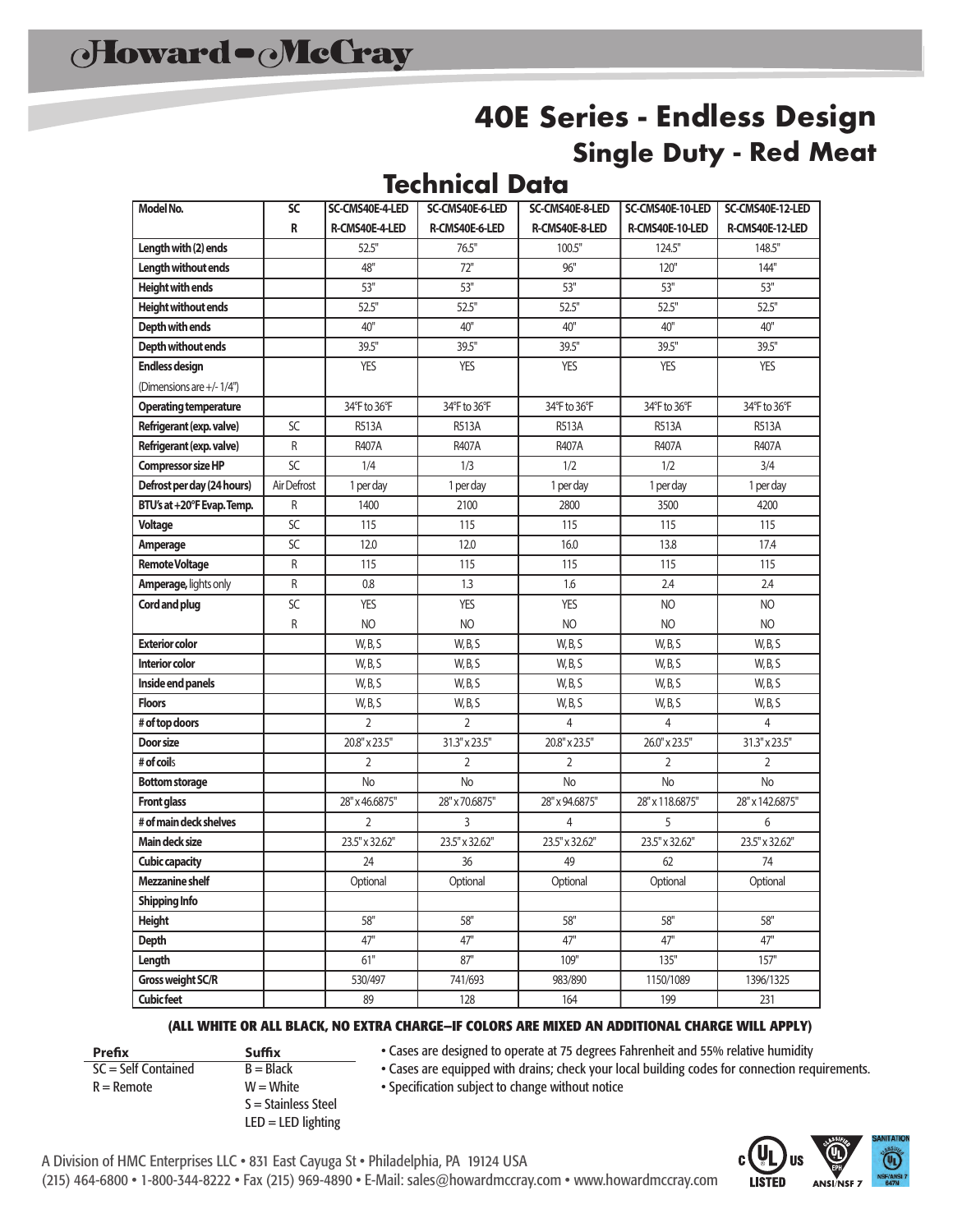# Howard-McCray

## 40E Series - Endless Design

## Single Duty - Red Meat

## Technical Data

| Model No. | SC | SC-CMS40E-4-LED | SC-CMS40E-6-LED | SC-CMS40E-8-LED | SC-CMS40E-10-LED | SC-CMS40E-12-LED |
|---|---|---|---|---|---|---|
| | R | R-CMS40E-4-LED | R-CMS40E-6-LED | R-CMS40E-8-LED | R-CMS40E-10-LED | R-CMS40E-12-LED |
| Length with (2) ends | | 52.5" | 76.5" | 100.5" | 124.5" | 148.5" |
| Length without ends | | 48" | 72" | 96" | 120" | 144" |
| Height with ends | | 53" | 53" | 53" | 53" | 53" |
| Height without ends | | 52.5" | 52.5" | 52.5" | 52.5" | 52.5" |
| Depth with ends | | 40" | 40" | 40" | 40" | 40" |
| Depth without ends | | 39.5" | 39.5" | 39.5" | 39.5" | 39.5" |
| Endless design | | YES | YES | YES | YES | YES |
| (Dimensions are +/- 1/4") | | | | | | |
| Operating temperature | | 34°F to 36°F | 34°F to 36°F | 34°F to 36°F | 34°F to 36°F | 34°F to 36°F |
| Refrigerant (exp. valve) | SC | R513A | R513A | R513A | R513A | R513A |
| Refrigerant (exp. valve) | R | R407A | R407A | R407A | R407A | R407A |
| Compressor size HP | SC | 1/4 | 1/3 | 1/2 | 1/2 | 3/4 |
| Defrost per day (24 hours) | Air Defrost | 1 per day | 1 per day | 1 per day | 1 per day | 1 per day |
| BTU's at +20°F Evap. Temp. | R | 1400 | 2100 | 2800 | 3500 | 4200 |
| Voltage | SC | 115 | 115 | 115 | 115 | 115 |
| Amperage | SC | 12.0 | 12.0 | 16.0 | 13.8 | 17.4 |
| Remote Voltage | R | 115 | 115 | 115 | 115 | 115 |
| Amperage, lights only | R | 0.8 | 1.3 | 1.6 | 2.4 | 2.4 |
| Cord and plug | SC | YES | YES | YES | NO | NO |
| | R | NO | NO | NO | NO | NO |
| Exterior color | | W, B, S | W, B, S | W, B, S | W, B, S | W, B, S |
| Interior color | | W, B, S | W, B, S | W, B, S | W, B, S | W, B, S |
| Inside end panels | | W, B, S | W, B, S | W, B, S | W, B, S | W, B, S |
| Floors | | W, B, S | W, B, S | W, B, S | W, B, S | W, B, S |
| # of top doors | | 2 | 2 | 4 | 4 | 4 |
| Door size | | 20.8" x 23.5" | 31.3" x 23.5" | 20.8" x 23.5" | 26.0" x 23.5" | 31.3" x 23.5" |
| # of coils | | 2 | 2 | 2 | 2 | 2 |
| Bottom storage | | No | No | No | No | No |
| Front glass | | 28" x 46.6875" | 28" x 70.6875" | 28" x 94.6875" | 28" x 118.6875" | 28" x 142.6875" |
| # of main deck shelves | | 2 | 3 | 4 | 5 | 6 |
| Main deck size | | 23.5" x 32.62" | 23.5" x 32.62" | 23.5" x 32.62" | 23.5" x 32.62" | 23.5" x 32.62" |
| Cubic capacity | | 24 | 36 | 49 | 62 | 74 |
| Mezzanine shelf | | Optional | Optional | Optional | Optional | Optional |
| Shipping Info | | | | | | |
| Height | | 58" | 58" | 58" | 58" | 58" |
| Depth | | 47" | 47" | 47" | 47" | 47" |
| Length | | 61" | 87" | 109" | 135" | 157" |
| Gross weight SC/R | | 530/497 | 741/693 | 983/890 | 1150/1089 | 1396/1325 |
| Cubic feet | | 89 | 128 | 164 | 199 | 231 |

**(ALL WHITE OR ALL BLACK, NO EXTRA CHARGE–IF COLORS ARE MIXED AN ADDITIONAL CHARGE WILL APPLY)**

| Prefix | Suffix |
|---|---|
| SC = Self Contained | B = Black |
| R = Remote | W = White |
| | S = Stainless Steel |
| | LED = LED lighting |

- Cases are designed to operate at 75 degrees Fahrenheit and 55% relative humidity
- Cases are equipped with drains; check your local building codes for connection requirements.
- Specification subject to change without notice

A Division of HMC Enterprises LLC • 831 East Cayuga St • Philadelphia, PA 19124 USA
(215) 464-6800 • 1-800-344-8222 • Fax (215) 969-4890 • E-Mail: sales@howardmccray.com • www.howardmccray.com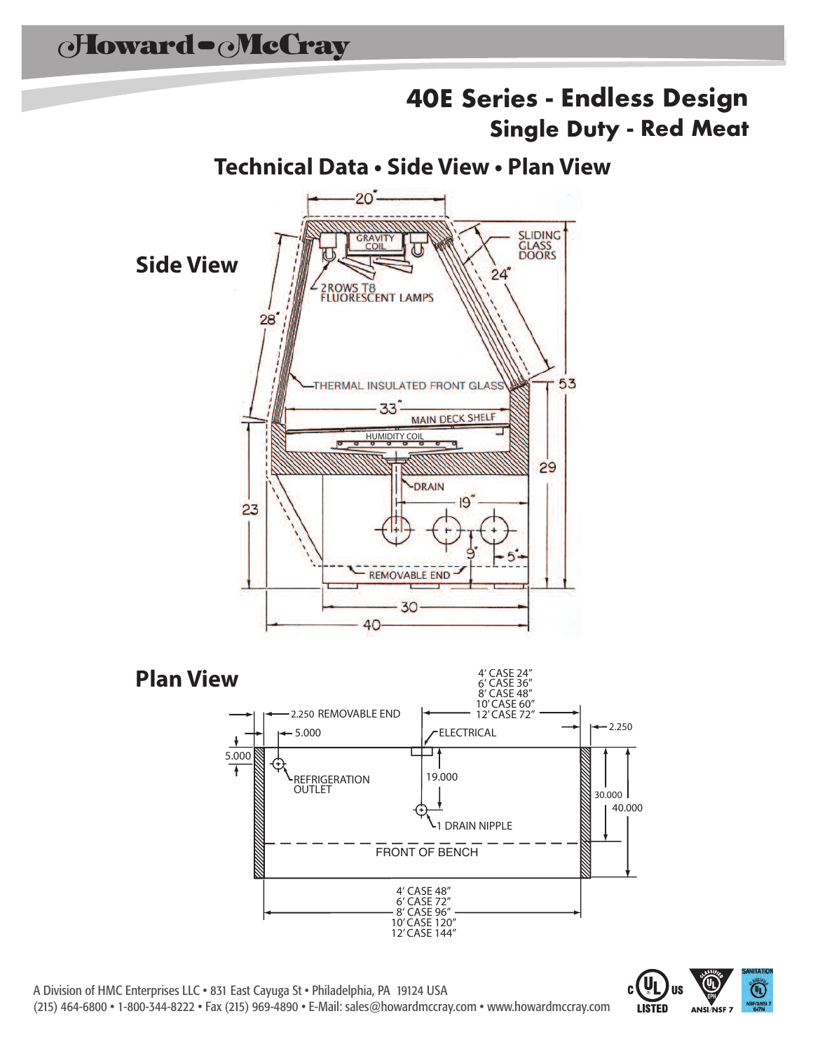Howard-McCray

# 40E Series - Endless Design

## Single Duty - Red Meat

## Technical Data • Side View • Plan View

### Side View

20"
GRAVITY COIL
SLIDING GLASS DOORS
2 ROWS T8 FLUORESCENT LAMPS
24"
28"
THERMAL INSULATED FRONT GLASS
53
33"
MAIN DECK SHELF
HUMIDITY COIL
29
DRAIN
23
19"
9"
5"
REMOVABLE END
30
40

### Plan View

4' CASE 24"
6' CASE 36"
8' CASE 48"
10' CASE 60"
12' CASE 72"

2.250 REMOVABLE END
2.250
5.000
5.000
ELECTRICAL
REFRIGERATION OUTLET
19.000
30.000
40.000
1 DRAIN NIPPLE
FRONT OF BENCH

4' CASE 48"
6' CASE 72"
8' CASE 96"
10' CASE 120"
12' CASE 144"

A Division of HMC Enterprises LLC • 831 East Cayuga St • Philadelphia, PA 19124 USA
(215) 464-6800 • 1-800-344-8222 • Fax (215) 969-4890 • E-Mail: sales@howardmccray.com • www.howardmccray.com